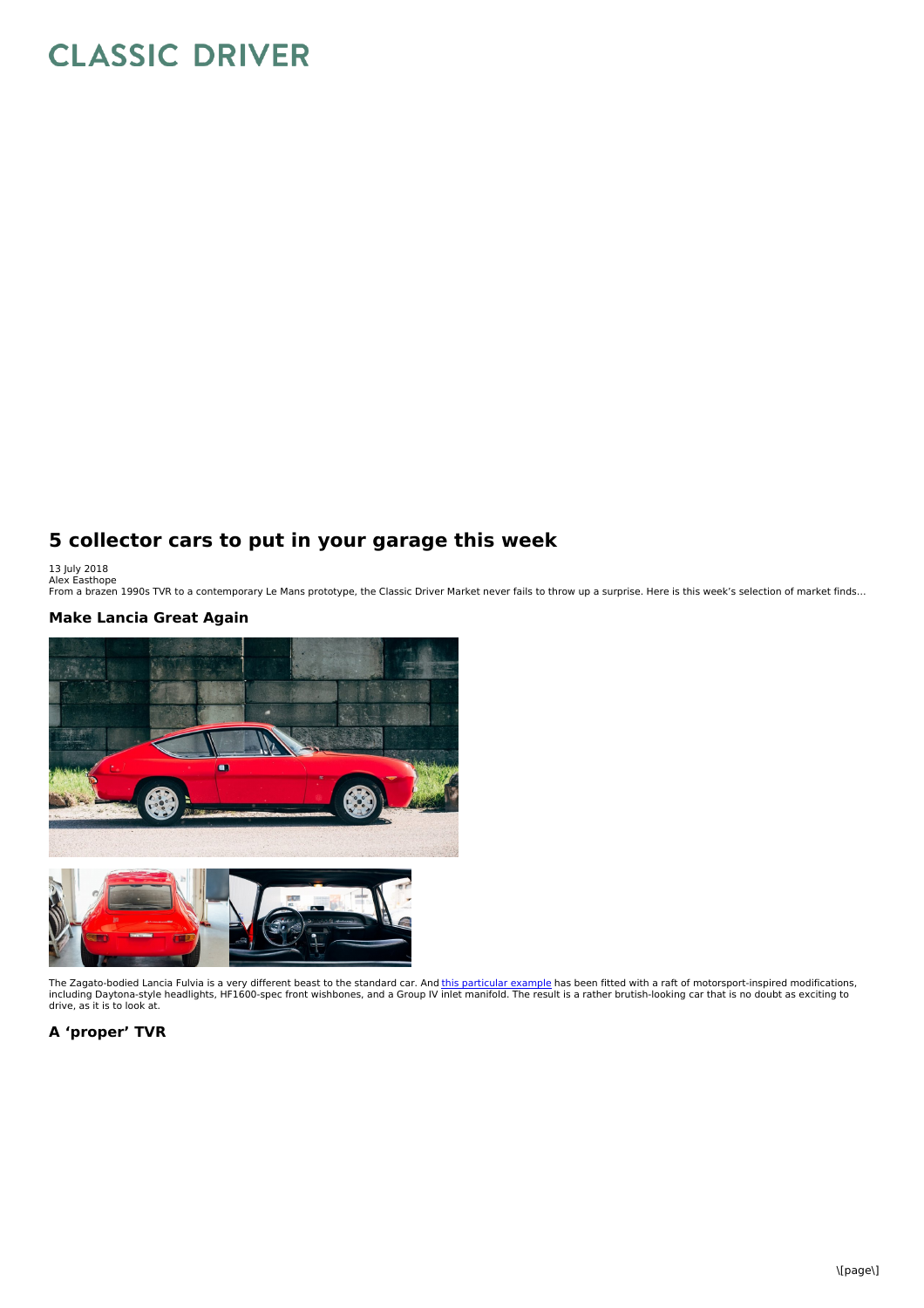# 5 collector cars to put in your garage this week

13 July 2018
Alex Easthope
From a brazen 1990s TVR to a contemporary Le Mans prototype, the Classic Driver Market never fails to throw up a surprise. Here is this week's selection of market finds...

### Make Lancia Great Again

The Zagato-bodied Lancia Fulvia is a very different beast to the standard car. And this particular example has been fitted with a raft of motorsport-inspired modifications, including Daytona-style headlights, HF1600-spec front wishbones, and a Group IV inlet manifold. The result is a rather brutish-looking car that is no doubt as exciting to drive, as it is to look at.

### A 'proper' TVR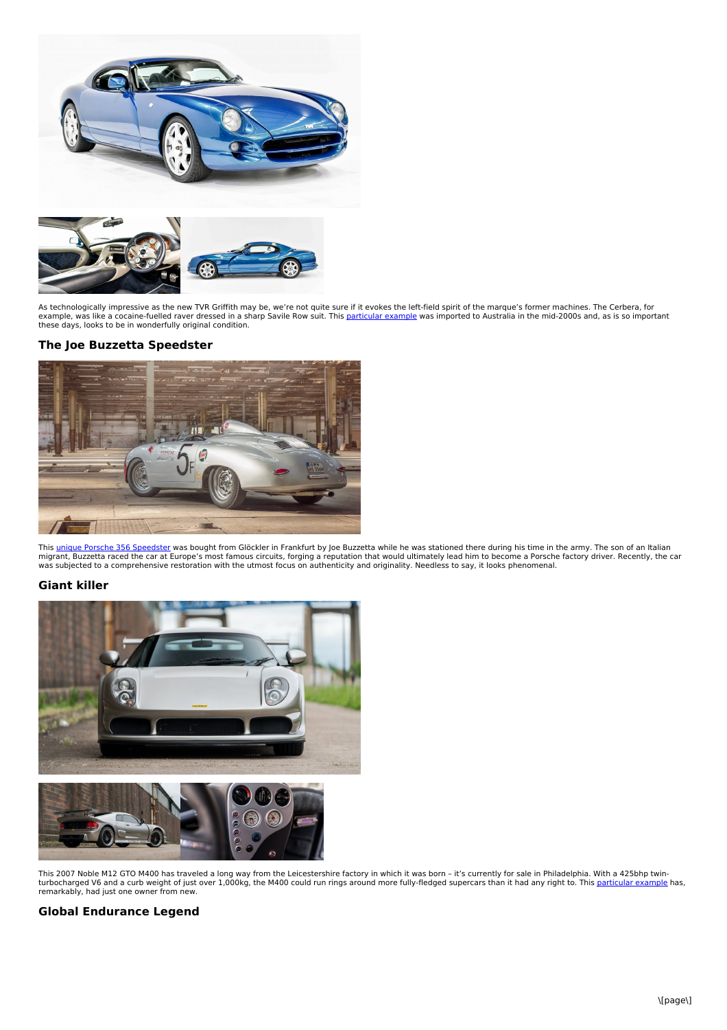As technologically impressive as the new TVR Griffith may be, we're not quite sure if it evokes the left-field spirit of the marque's former machines. The Cerbera, for example, was like a cocaine-fuelled raver dressed in a sharp Savile Row suit. This [particular example]() was imported to Australia in the mid-2000s and, as is so important these days, looks to be in wonderfully original condition.

## The Joe Buzzetta Speedster

This [unique Porsche 356 Speedster]() was bought from Glöckler in Frankfurt by Joe Buzzetta while he was stationed there during his time in the army. The son of an Italian migrant, Buzzetta raced the car at Europe's most famous circuits, forging a reputation that would ultimately lead him to become a Porsche factory driver. Recently, the car was subjected to a comprehensive restoration with the utmost focus on authenticity and originality. Needless to say, it looks phenomenal.

## Giant killer

This 2007 Noble M12 GTO M400 has traveled a long way from the Leicestershire factory in which it was born – it's currently for sale in Philadelphia. With a 425bhp twin-turbocharged V6 and a curb weight of just over 1,000kg, the M400 could run rings around more fully-fledged supercars than it had any right to. This [particular example]() has, remarkably, had just one owner from new.

## Global Endurance Legend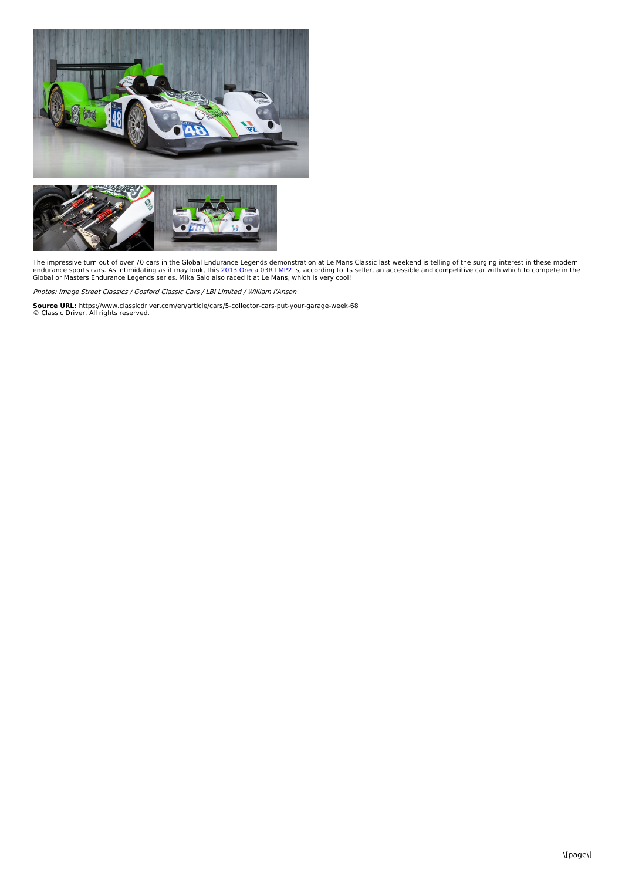The impressive turn out of over 70 cars in the Global Endurance Legends demonstration at Le Mans Classic last weekend is telling of the surging interest in these modern endurance sports cars. As intimidating as it may look, this [2013 Oreca 03R LMP2] is, according to its seller, an accessible and competitive car with which to compete in the Global or Masters Endurance Legends series. Mika Salo also raced it at Le Mans, which is very cool!

*Photos: Image Street Classics / Gosford Classic Cars / LBI Limited / William I'Anson*

**Source URL:** https://www.classicdriver.com/en/article/cars/5-collector-cars-put-your-garage-week-68
© Classic Driver. All rights reserved.